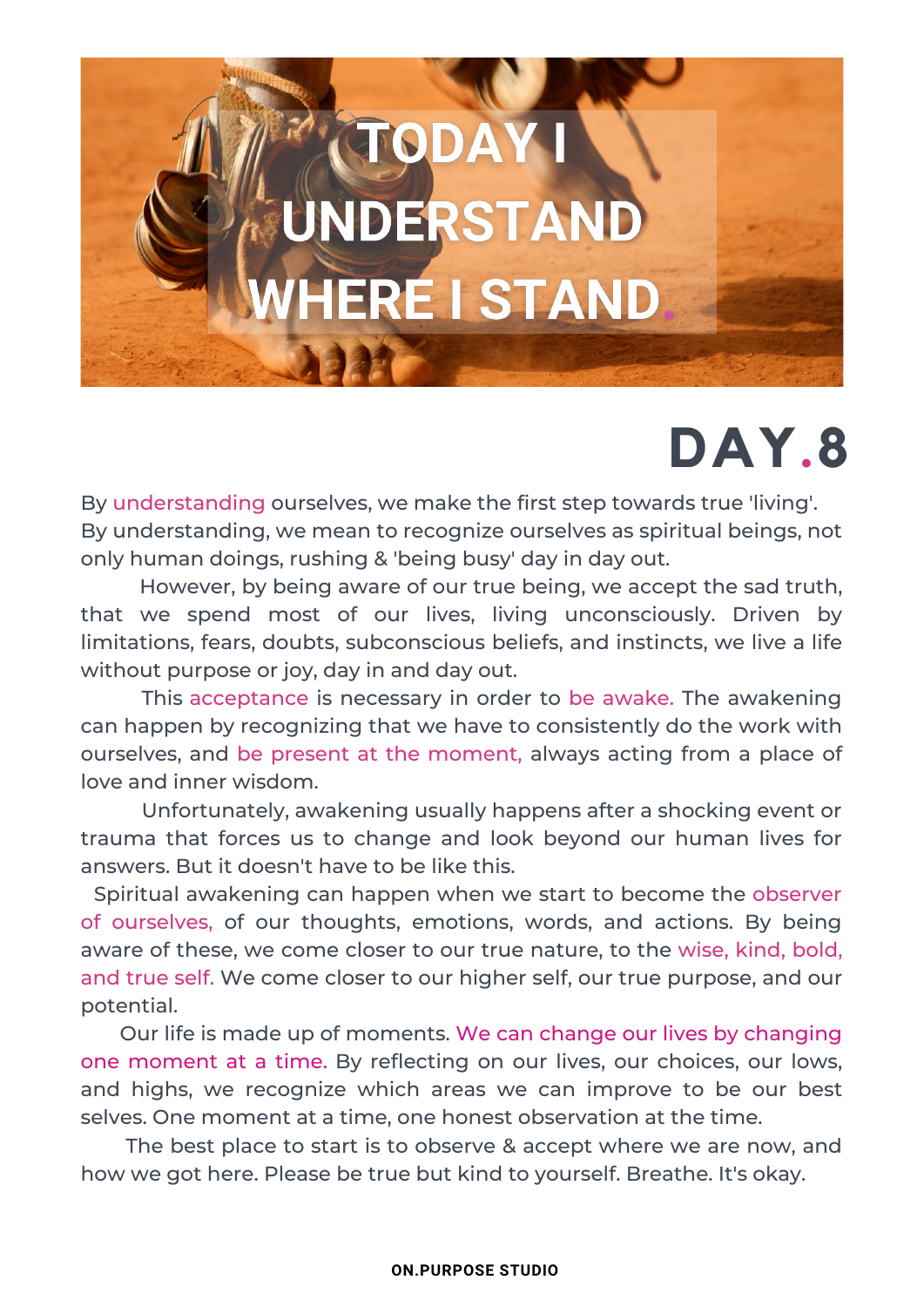# TODAY I UNDERSTAND WHERE I STAND.

## DAY.8

By understanding ourselves, we make the first step towards true 'living'. By understanding, we mean to recognize ourselves as spiritual beings, not only human doings, rushing & 'being busy' day in day out.

However, by being aware of our true being, we accept the sad truth, that we spend most of our lives, living unconsciously. Driven by limitations, fears, doubts, subconscious beliefs, and instincts, we live a life without purpose or joy, day in and day out.

This acceptance is necessary in order to be awake. The awakening can happen by recognizing that we have to consistently do the work with ourselves, and be present at the moment, always acting from a place of love and inner wisdom.

Unfortunately, awakening usually happens after a shocking event or trauma that forces us to change and look beyond our human lives for answers. But it doesn't have to be like this.

Spiritual awakening can happen when we start to become the observer of ourselves, of our thoughts, emotions, words, and actions. By being aware of these, we come closer to our true nature, to the wise, kind, bold, and true self. We come closer to our higher self, our true purpose, and our potential.

Our life is made up of moments. We can change our lives by changing one moment at a time. By reflecting on our lives, our choices, our lows, and highs, we recognize which areas we can improve to be our best selves. One moment at a time, one honest observation at the time.

The best place to start is to observe & accept where we are now, and how we got here. Please be true but kind to yourself. Breathe. It's okay.

ON.PURPOSE STUDIO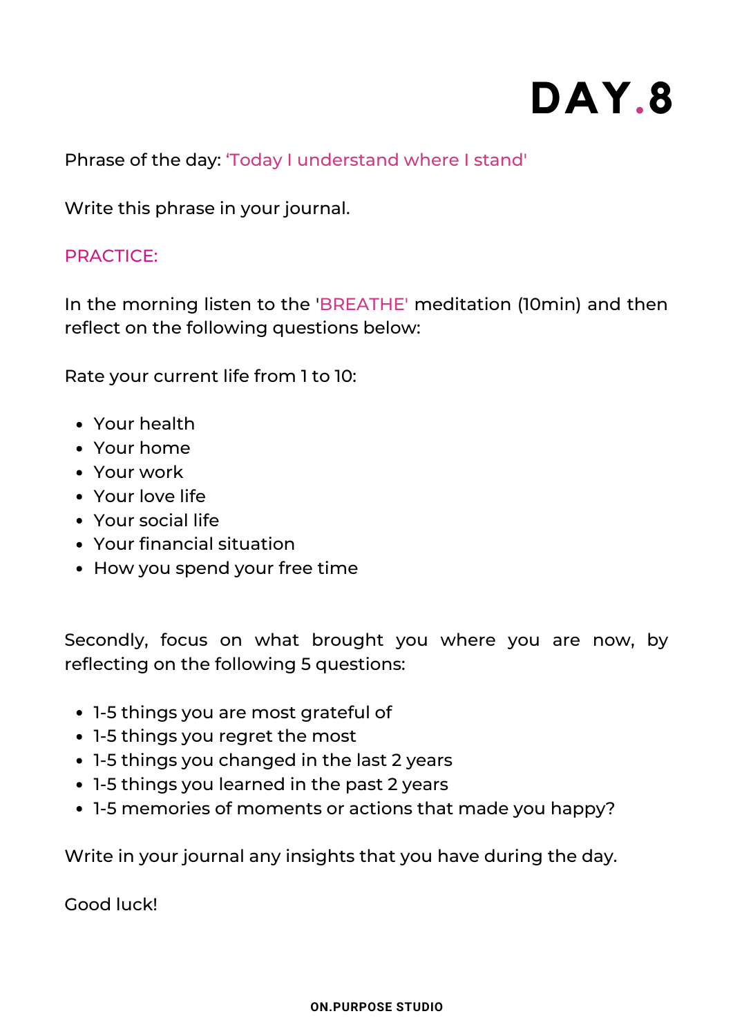# DAY.8

Phrase of the day: 'Today I understand where I stand'

Write this phrase in your journal.

PRACTICE:

In the morning listen to the 'BREATHE' meditation (10min) and then reflect on the following questions below:

Rate your current life from 1 to 10:

- Your health
- Your home
- Your work
- Your love life
- Your social life
- Your financial situation
- How you spend your free time

Secondly, focus on what brought you where you are now, by reflecting on the following 5 questions:

- 1-5 things you are most grateful of
- 1-5 things you regret the most
- 1-5 things you changed in the last 2 years
- 1-5 things you learned in the past 2 years
- 1-5 memories of moments or actions that made you happy?

Write in your journal any insights that you have during the day.

Good luck!